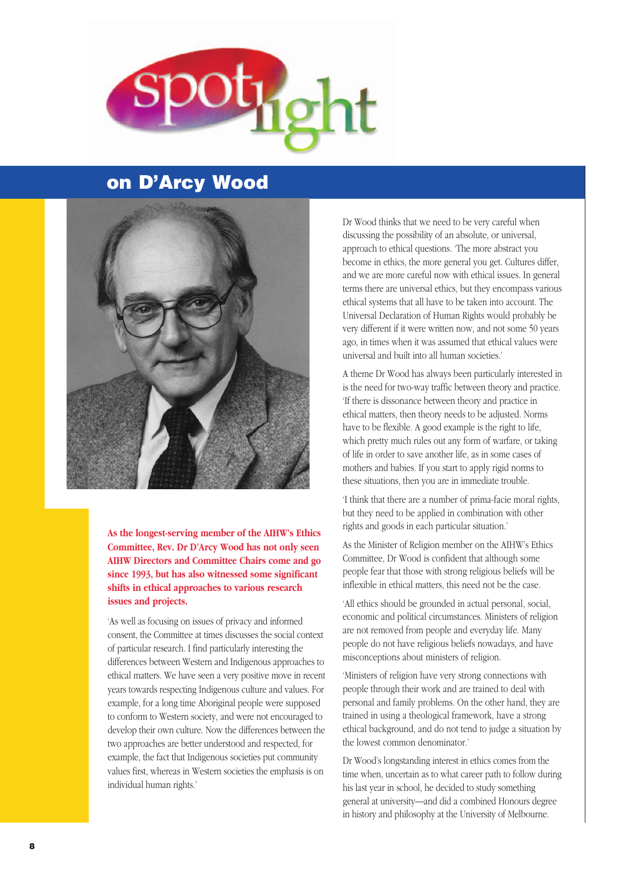# spotlight

## on D'Arcy Wood

**As the longest-serving member of the AIHW's Ethics Committee, Rev. Dr D'Arcy Wood has not only seen AIHW Directors and Committee Chairs come and go since 1993, but has also witnessed some significant shifts in ethical approaches to various research issues and projects.**

'As well as focusing on issues of privacy and informed consent, the Committee at times discusses the social context of particular research. I find particularly interesting the differences between Western and Indigenous approaches to ethical matters. We have seen a very positive move in recent years towards respecting Indigenous culture and values. For example, for a long time Aboriginal people were supposed to conform to Western society, and were not encouraged to develop their own culture. Now the differences between the two approaches are better understood and respected, for example, the fact that Indigenous societies put community values first, whereas in Western societies the emphasis is on individual human rights.'

Dr Wood thinks that we need to be very careful when discussing the possibility of an absolute, or universal, approach to ethical questions. 'The more abstract you become in ethics, the more general you get. Cultures differ, and we are more careful now with ethical issues. In general terms there are universal ethics, but they encompass various ethical systems that all have to be taken into account. The Universal Declaration of Human Rights would probably be very different if it were written now, and not some 50 years ago, in times when it was assumed that ethical values were universal and built into all human societies.'

A theme Dr Wood has always been particularly interested in is the need for two-way traffic between theory and practice. 'If there is dissonance between theory and practice in ethical matters, then theory needs to be adjusted. Norms have to be flexible. A good example is the right to life, which pretty much rules out any form of warfare, or taking of life in order to save another life, as in some cases of mothers and babies. If you start to apply rigid norms to these situations, then you are in immediate trouble.

'I think that there are a number of prima-facie moral rights, but they need to be applied in combination with other rights and goods in each particular situation.'

As the Minister of Religion member on the AIHW's Ethics Committee, Dr Wood is confident that although some people fear that those with strong religious beliefs will be inflexible in ethical matters, this need not be the case.

'All ethics should be grounded in actual personal, social, economic and political circumstances. Ministers of religion are not removed from people and everyday life. Many people do not have religious beliefs nowadays, and have misconceptions about ministers of religion.

'Ministers of religion have very strong connections with people through their work and are trained to deal with personal and family problems. On the other hand, they are trained in using a theological framework, have a strong ethical background, and do not tend to judge a situation by the lowest common denominator.'

Dr Wood's longstanding interest in ethics comes from the time when, uncertain as to what career path to follow during his last year in school, he decided to study something general at university—and did a combined Honours degree in history and philosophy at the University of Melbourne.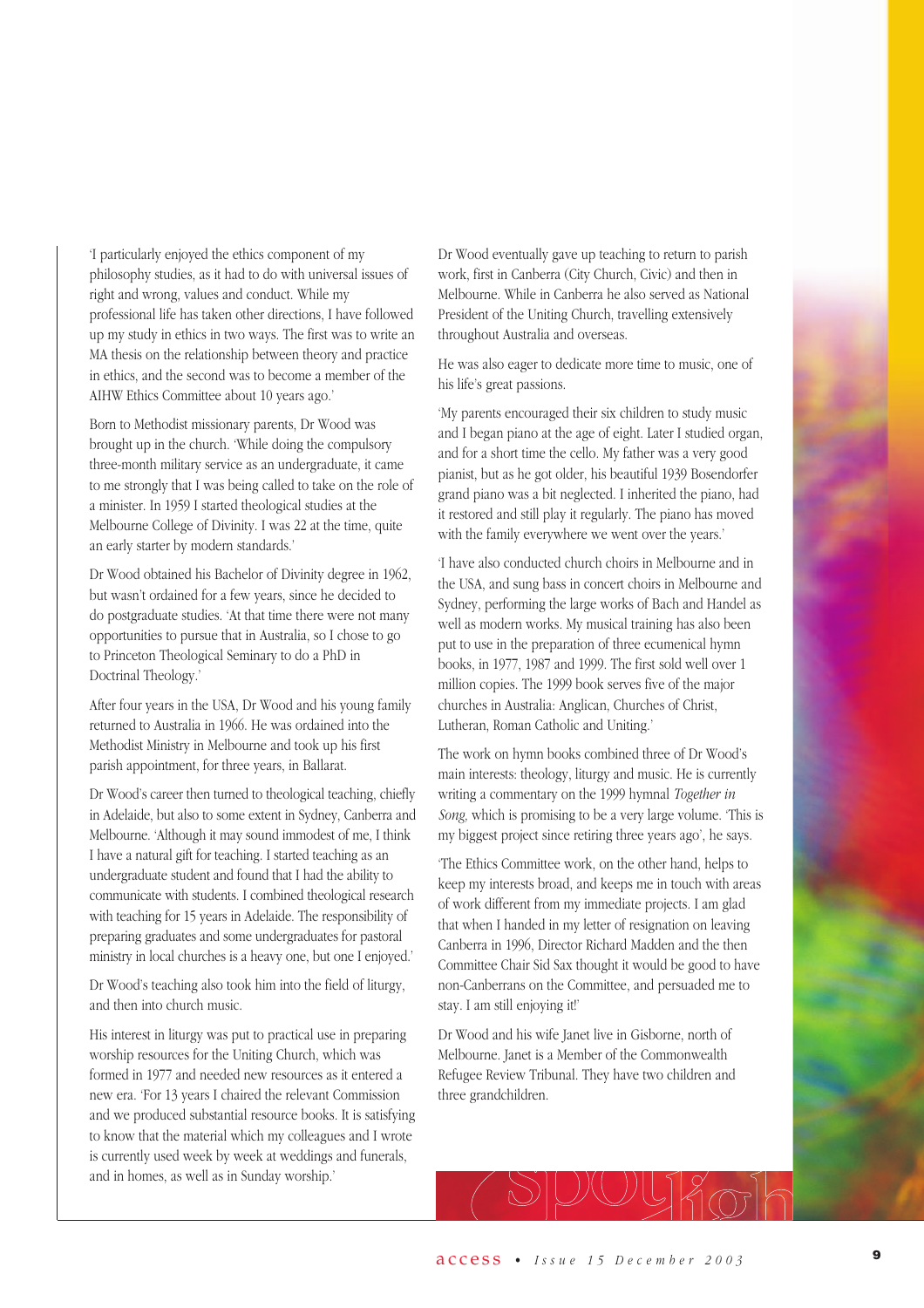'I particularly enjoyed the ethics component of my philosophy studies, as it had to do with universal issues of right and wrong, values and conduct. While my professional life has taken other directions, I have followed up my study in ethics in two ways. The first was to write an MA thesis on the relationship between theory and practice in ethics, and the second was to become a member of the AIHW Ethics Committee about 10 years ago.'

Born to Methodist missionary parents, Dr Wood was brought up in the church. 'While doing the compulsory three-month military service as an undergraduate, it came to me strongly that I was being called to take on the role of a minister. In 1959 I started theological studies at the Melbourne College of Divinity. I was 22 at the time, quite an early starter by modern standards.'

Dr Wood obtained his Bachelor of Divinity degree in 1962, but wasn't ordained for a few years, since he decided to do postgraduate studies. 'At that time there were not many opportunities to pursue that in Australia, so I chose to go to Princeton Theological Seminary to do a PhD in Doctrinal Theology.'

After four years in the USA, Dr Wood and his young family returned to Australia in 1966. He was ordained into the Methodist Ministry in Melbourne and took up his first parish appointment, for three years, in Ballarat.

Dr Wood's career then turned to theological teaching, chiefly in Adelaide, but also to some extent in Sydney, Canberra and Melbourne. 'Although it may sound immodest of me, I think I have a natural gift for teaching. I started teaching as an undergraduate student and found that I had the ability to communicate with students. I combined theological research with teaching for 15 years in Adelaide. The responsibility of preparing graduates and some undergraduates for pastoral ministry in local churches is a heavy one, but one I enjoyed.'

Dr Wood's teaching also took him into the field of liturgy, and then into church music.

His interest in liturgy was put to practical use in preparing worship resources for the Uniting Church, which was formed in 1977 and needed new resources as it entered a new era. 'For 13 years I chaired the relevant Commission and we produced substantial resource books. It is satisfying to know that the material which my colleagues and I wrote is currently used week by week at weddings and funerals, and in homes, as well as in Sunday worship.'

Dr Wood eventually gave up teaching to return to parish work, first in Canberra (City Church, Civic) and then in Melbourne. While in Canberra he also served as National President of the Uniting Church, travelling extensively throughout Australia and overseas.

He was also eager to dedicate more time to music, one of his life's great passions.

'My parents encouraged their six children to study music and I began piano at the age of eight. Later I studied organ, and for a short time the cello. My father was a very good pianist, but as he got older, his beautiful 1939 Bosendorfer grand piano was a bit neglected. I inherited the piano, had it restored and still play it regularly. The piano has moved with the family everywhere we went over the years.'

'I have also conducted church choirs in Melbourne and in the USA, and sung bass in concert choirs in Melbourne and Sydney, performing the large works of Bach and Handel as well as modern works. My musical training has also been put to use in the preparation of three ecumenical hymn books, in 1977, 1987 and 1999. The first sold well over 1 million copies. The 1999 book serves five of the major churches in Australia: Anglican, Churches of Christ, Lutheran, Roman Catholic and Uniting.'

The work on hymn books combined three of Dr Wood's main interests: theology, liturgy and music. He is currently writing a commentary on the 1999 hymnal *Together in Song*, which is promising to be a very large volume. 'This is my biggest project since retiring three years ago', he says.

'The Ethics Committee work, on the other hand, helps to keep my interests broad, and keeps me in touch with areas of work different from my immediate projects. I am glad that when I handed in my letter of resignation on leaving Canberra in 1996, Director Richard Madden and the then Committee Chair Sid Sax thought it would be good to have non-Canberrans on the Committee, and persuaded me to stay. I am still enjoying it!'

Dr Wood and his wife Janet live in Gisborne, north of Melbourne. Janet is a Member of the Commonwealth Refugee Review Tribunal. They have two children and three grandchildren.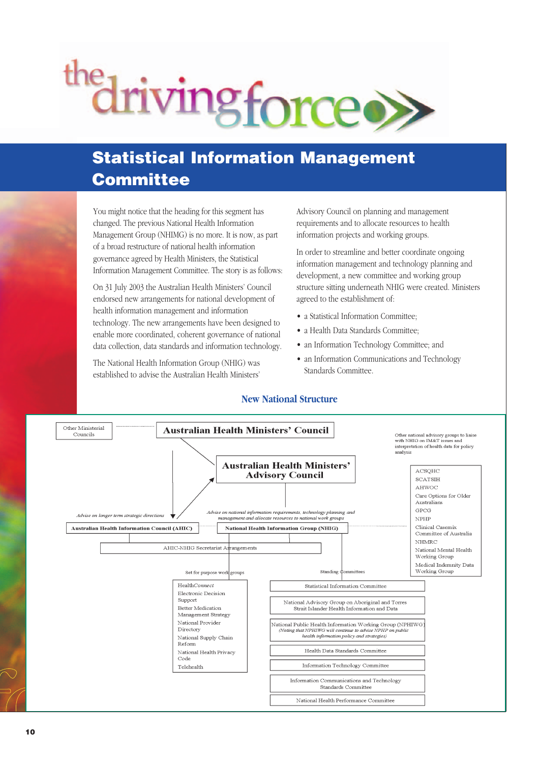# Statistical Information Management Committee

You might notice that the heading for this segment has changed. The previous National Health Information Management Group (NHIMG) is no more. It is now, as part of a broad restructure of national health information governance agreed by Health Ministers, the Statistical Information Management Committee. The story is as follows:

On 31 July 2003 the Australian Health Ministers' Council endorsed new arrangements for national development of health information management and information technology. The new arrangements have been designed to enable more coordinated, coherent governance of national data collection, data standards and information technology.

The National Health Information Group (NHIG) was established to advise the Australian Health Ministers' Advisory Council on planning and management requirements and to allocate resources to health information projects and working groups.

In order to streamline and better coordinate ongoing information management and technology planning and development, a new committee and working group structure sitting underneath NHIG were created. Ministers agreed to the establishment of:

- a Statistical Information Committee;
- a Health Data Standards Committee;
- an Information Technology Committee; and
- an Information Communications and Technology Standards Committee.

## New National Structure

Other Ministerial Councils

Australian Health Ministers' Council

Australian Health Ministers' Advisory Council

Other national advisory groups to liaise with NHIG on IM&T issues and interpretation of health data for policy analysis

- ACSQHC
- SCATSIH
- AHWOC
- Care Options for Older Australians
- GPCG
- NPHP
- Clinical Casemix Committee of Australia
- NHMRC
- National Mental Health Working Group
- Medical Indemnity Data Working Group

*Advise on longer term strategic directions*

*Advise on national information requirements, technology planning and management and allocate resources to national work groups*

Australian Health Information Council (AHIC)

National Health Information Group (NHIG)

AHIC-NHIG Secretariat Arrangements

Set for purpose work groups

- HealthConnect
- Electronic Decision Support
- Better Medication Management Strategy
- National Provider Directory
- National Supply Chain Reform
- National Health Privacy Code
- Telehealth

Standing Committees

- Statistical Information Committee
- National Advisory Group on Aboriginal and Torres Strait Islander Health Information and Data
- National Public Health Information Working Group (NPHIWG) *(Noting that NPHIWG will continue to advise NPHP on public health information policy and strategies)*
- Health Data Standards Committee
- Information Technology Committee
- Information Communications and Technology Standards Committee
- National Health Performance Committee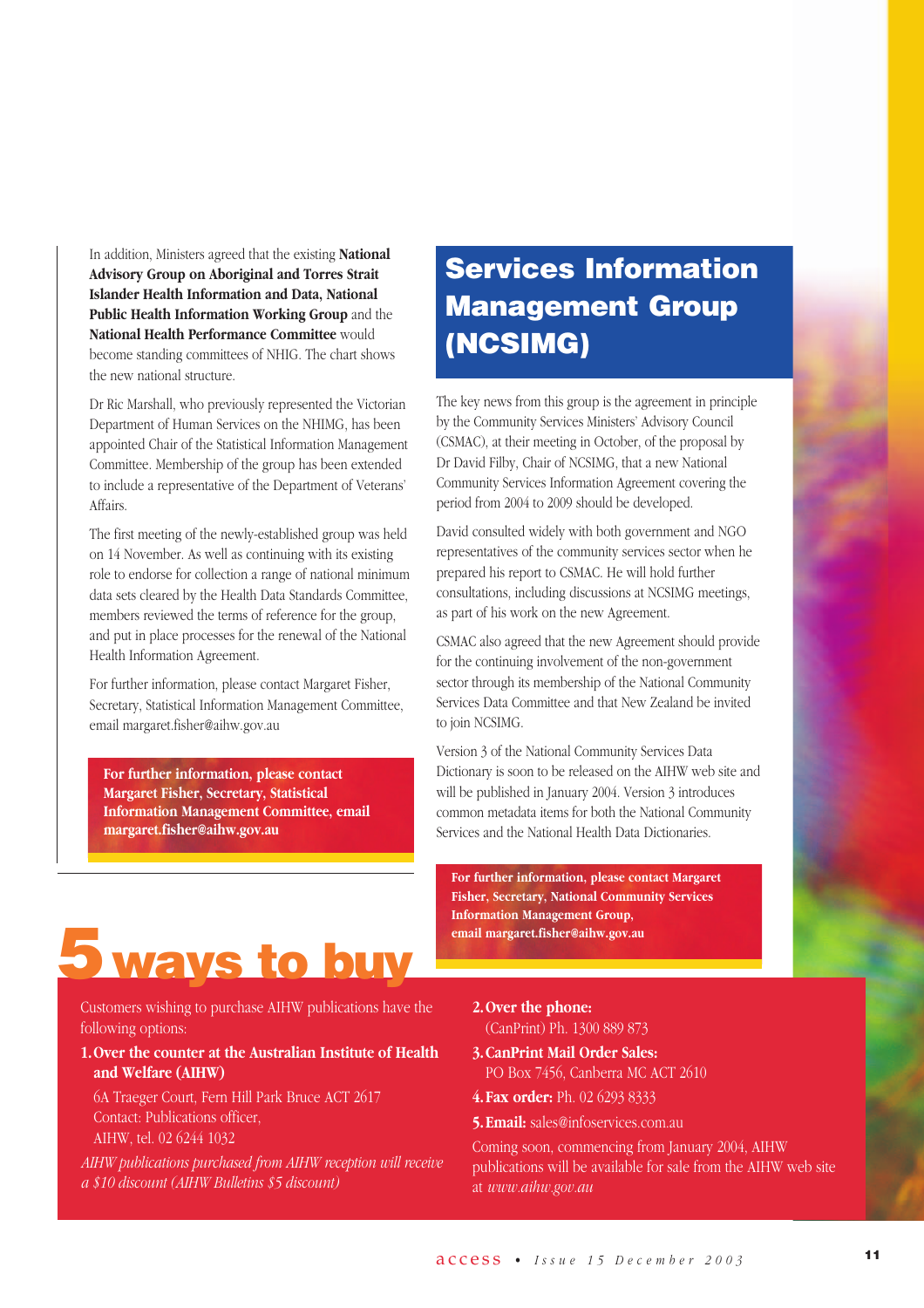In addition, Ministers agreed that the existing **National Advisory Group on Aboriginal and Torres Strait Islander Health Information and Data, National Public Health Information Working Group** and the **National Health Performance Committee** would become standing committees of NHIG. The chart shows the new national structure.

Dr Ric Marshall, who previously represented the Victorian Department of Human Services on the NHIMG, has been appointed Chair of the Statistical Information Management Committee. Membership of the group has been extended to include a representative of the Department of Veterans' Affairs.

The first meeting of the newly-established group was held on 14 November. As well as continuing with its existing role to endorse for collection a range of national minimum data sets cleared by the Health Data Standards Committee, members reviewed the terms of reference for the group, and put in place processes for the renewal of the National Health Information Agreement.

For further information, please contact Margaret Fisher, Secretary, Statistical Information Management Committee, email margaret.fisher@aihw.gov.au

**For further information, please contact Margaret Fisher, Secretary, Statistical Information Management Committee, email margaret.fisher@aihw.gov.au**

## Services Information Management Group (NCSIMG)

The key news from this group is the agreement in principle by the Community Services Ministers' Advisory Council (CSMAC), at their meeting in October, of the proposal by Dr David Filby, Chair of NCSIMG, that a new National Community Services Information Agreement covering the period from 2004 to 2009 should be developed.

David consulted widely with both government and NGO representatives of the community services sector when he prepared his report to CSMAC. He will hold further consultations, including discussions at NCSIMG meetings, as part of his work on the new Agreement.

CSMAC also agreed that the new Agreement should provide for the continuing involvement of the non-government sector through its membership of the National Community Services Data Committee and that New Zealand be invited to join NCSIMG.

Version 3 of the National Community Services Data Dictionary is soon to be released on the AIHW web site and will be published in January 2004. Version 3 introduces common metadata items for both the National Community Services and the National Health Data Dictionaries.

**For further information, please contact Margaret Fisher, Secretary, National Community Services Information Management Group, email margaret.fisher@aihw.gov.au**

# 5 ways to buy

Customers wishing to purchase AIHW publications have the following options:

1. **Over the counter at the Australian Institute of Health and Welfare (AIHW)**
   6A Traeger Court, Fern Hill Park Bruce ACT 2617
   Contact: Publications officer,
   AIHW, tel. 02 6244 1032

*AIHW publications purchased from AIHW reception will receive a $10 discount (AIHW Bulletins $5 discount)*

2. **Over the phone:**
   (CanPrint) Ph. 1300 889 873
3. **CanPrint Mail Order Sales:**
   PO Box 7456, Canberra MC ACT 2610
4. **Fax order:** Ph. 02 6293 8333
5. **Email:** sales@infoservices.com.au

Coming soon, commencing from January 2004, AIHW publications will be available for sale from the AIHW web site at *www.aihw.gov.au*